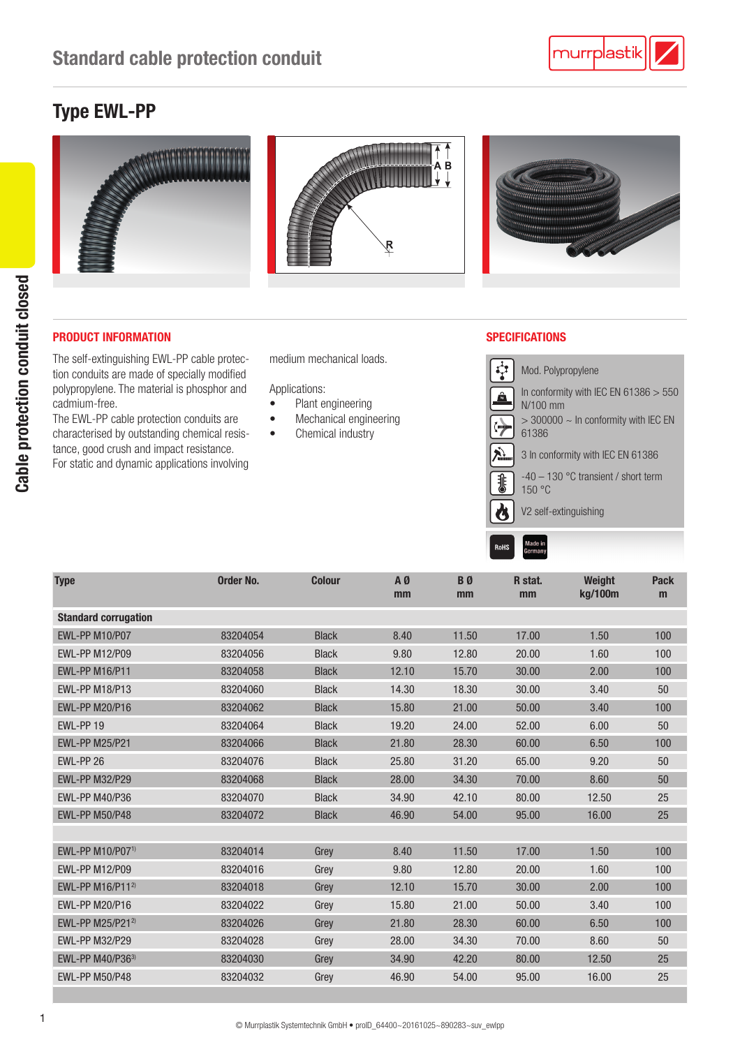# Standard cable protection conduit

## Type EWL-PP

### PRODUCT INFORMATION

The self-extinguishing EWL-PP cable protection conduits are made of specially modified polypropylene. The material is phosphor and cadmium-free.
The EWL-PP cable protection conduits are characterised by outstanding chemical resistance, good crush and impact resistance.
For static and dynamic applications involving medium mechanical loads.

Applications:

- Plant engineering
- Mechanical engineering
- Chemical industry

### SPECIFICATIONS

- Mod. Polypropylene
- In conformity with IEC EN 61386 > 550 N/100 mm
- > 300000 ~ In conformity with IEC EN 61386
- 3 In conformity with IEC EN 61386
- -40 – 130 °C transient / short term 150 °C
- V2 self-extinguishing

RoHS | Made in Germany

| Type | Order No. | Colour | A Ø mm | B Ø mm | R stat. mm | Weight kg/100m | Pack m |
|---|---|---|---|---|---|---|---|
| **Standard corrugation** | | | | | | | |
| EWL-PP M10/P07 | 83204054 | Black | 8.40 | 11.50 | 17.00 | 1.50 | 100 |
| EWL-PP M12/P09 | 83204056 | Black | 9.80 | 12.80 | 20.00 | 1.60 | 100 |
| EWL-PP M16/P11 | 83204058 | Black | 12.10 | 15.70 | 30.00 | 2.00 | 100 |
| EWL-PP M18/P13 | 83204060 | Black | 14.30 | 18.30 | 30.00 | 3.40 | 50 |
| EWL-PP M20/P16 | 83204062 | Black | 15.80 | 21.00 | 50.00 | 3.40 | 100 |
| EWL-PP 19 | 83204064 | Black | 19.20 | 24.00 | 52.00 | 6.00 | 50 |
| EWL-PP M25/P21 | 83204066 | Black | 21.80 | 28.30 | 60.00 | 6.50 | 100 |
| EWL-PP 26 | 83204076 | Black | 25.80 | 31.20 | 65.00 | 9.20 | 50 |
| EWL-PP M32/P29 | 83204068 | Black | 28.00 | 34.30 | 70.00 | 8.60 | 50 |
| EWL-PP M40/P36 | 83204070 | Black | 34.90 | 42.10 | 80.00 | 12.50 | 25 |
| EWL-PP M50/P48 | 83204072 | Black | 46.90 | 54.00 | 95.00 | 16.00 | 25 |
| | | | | | | | |
| EWL-PP M10/P07[1] | 83204014 | Grey | 8.40 | 11.50 | 17.00 | 1.50 | 100 |
| EWL-PP M12/P09 | 83204016 | Grey | 9.80 | 12.80 | 20.00 | 1.60 | 100 |
| EWL-PP M16/P11[2] | 83204018 | Grey | 12.10 | 15.70 | 30.00 | 2.00 | 100 |
| EWL-PP M20/P16 | 83204022 | Grey | 15.80 | 21.00 | 50.00 | 3.40 | 100 |
| EWL-PP M25/P21[2] | 83204026 | Grey | 21.80 | 28.30 | 60.00 | 6.50 | 100 |
| EWL-PP M32/P29 | 83204028 | Grey | 28.00 | 34.30 | 70.00 | 8.60 | 50 |
| EWL-PP M40/P36[3] | 83204030 | Grey | 34.90 | 42.20 | 80.00 | 12.50 | 25 |
| EWL-PP M50/P48 | 83204032 | Grey | 46.90 | 54.00 | 95.00 | 16.00 | 25 |

© Murrplastik Systemtechnik GmbH • prolD_64400~20161025~890283~suv_ewlpp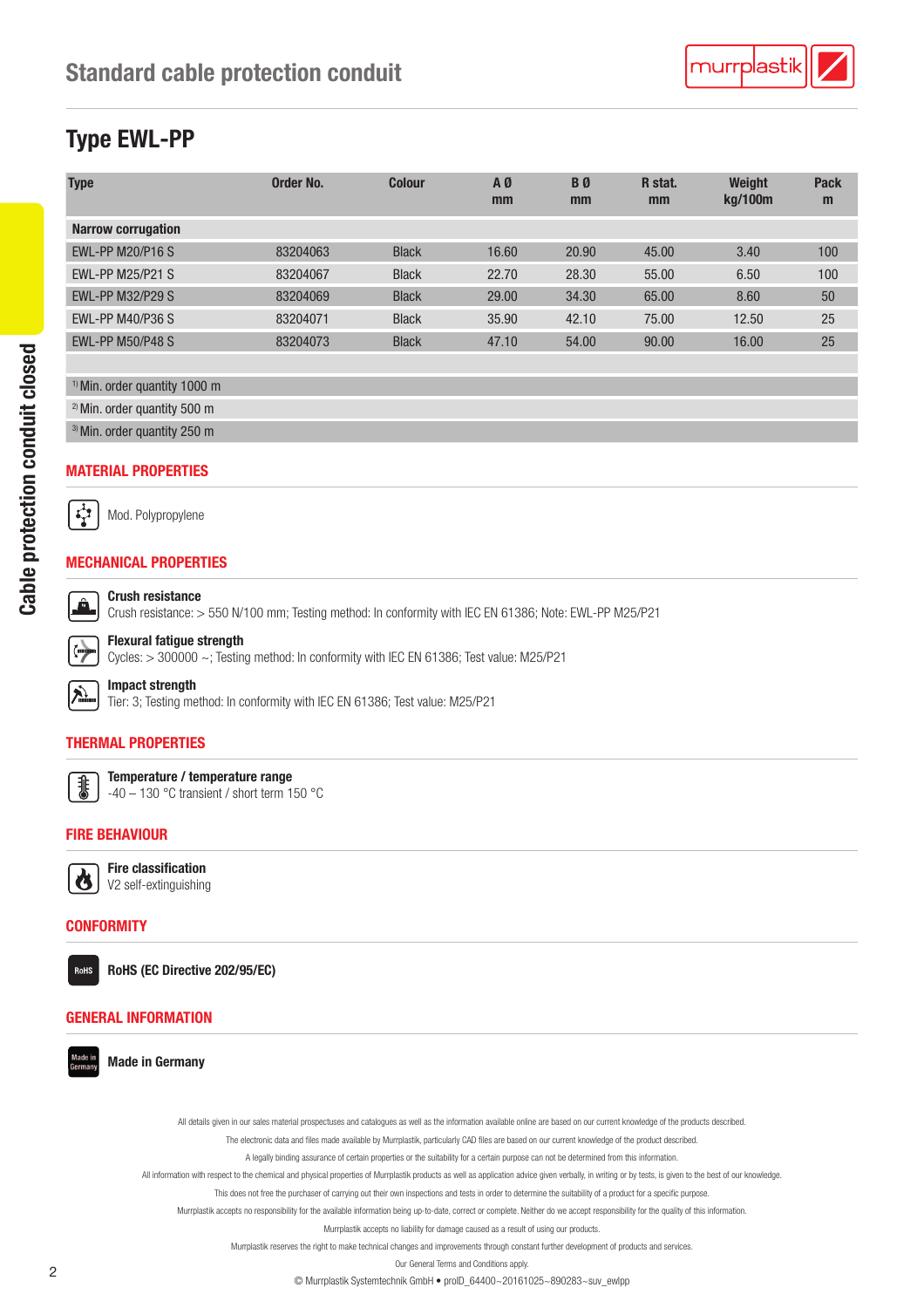# Standard cable protection conduit

## Type EWL-PP

| Type | Order No. | Colour | A Ø mm | B Ø mm | R stat. mm | Weight kg/100m | Pack m |
|---|---|---|---|---|---|---|---|
| **Narrow corrugation** | | | | | | | |
| EWL-PP M20/P16 S | 83204063 | Black | 16.60 | 20.90 | 45.00 | 3.40 | 100 |
| EWL-PP M25/P21 S | 83204067 | Black | 22.70 | 28.30 | 55.00 | 6.50 | 100 |
| EWL-PP M32/P29 S | 83204069 | Black | 29.00 | 34.30 | 65.00 | 8.60 | 50 |
| EWL-PP M40/P36 S | 83204071 | Black | 35.90 | 42.10 | 75.00 | 12.50 | 25 |
| EWL-PP M50/P48 S | 83204073 | Black | 47.10 | 54.00 | 90.00 | 16.00 | 25 |

[1] Min. order quantity 1000 m
[2] Min. order quantity 500 m
[3] Min. order quantity 250 m

### MATERIAL PROPERTIES

Mod. Polypropylene

### MECHANICAL PROPERTIES

**Crush resistance**
Crush resistance: > 550 N/100 mm; Testing method: In conformity with IEC EN 61386; Note: EWL-PP M25/P21

**Flexural fatigue strength**
Cycles: > 300000 ~; Testing method: In conformity with IEC EN 61386; Test value: M25/P21

**Impact strength**
Tier: 3; Testing method: In conformity with IEC EN 61386; Test value: M25/P21

### THERMAL PROPERTIES

**Temperature / temperature range**
-40 – 130 °C transient / short term 150 °C

### FIRE BEHAVIOUR

**Fire classification**
V2 self-extinguishing

### CONFORMITY

**RoHS (EC Directive 202/95/EC)**

### GENERAL INFORMATION

**Made in Germany**

All details given in our sales material prospectuses and catalogues as well as the information available online are based on our current knowledge of the products described.
The electronic data and files made available by Murrplastik, particularly CAD files are based on our current knowledge of the product described.
A legally binding assurance of certain properties or the suitability for a certain purpose can not be determined from this information.
All information with respect to the chemical and physical properties of Murrplastik products as well as application advice given verbally, in writing or by tests, is given to the best of our knowledge.
This does not free the purchaser of carrying out their own inspections and tests in order to determine the suitability of a product for a specific purpose.
Murrplastik accepts no responsibility for the available information being up-to-date, correct or complete. Neither do we accept responsibility for the quality of this information.
Murrplastik accepts no liability for damage caused as a result of using our products.
Murrplastik reserves the right to make technical changes and improvements through constant further development of products and services.
Our General Terms and Conditions apply.
© Murrplastik Systemtechnik GmbH • proID_64400~20161025~890283~suv_ewlpp